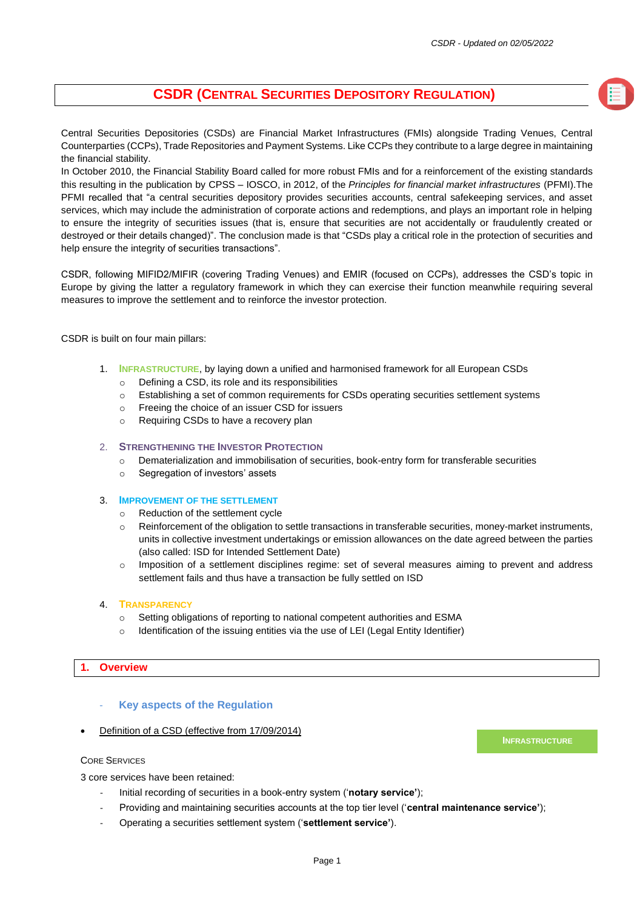# CSDR (Central Securities Depository Regulation)

Central Securities Depositories (CSDs) are Financial Market Infrastructures (FMIs) alongside Trading Venues, Central Counterparties (CCPs), Trade Repositories and Payment Systems. Like CCPs they contribute to a large degree in maintaining the financial stability.

In October 2010, the Financial Stability Board called for more robust FMIs and for a reinforcement of the existing standards this resulting in the publication by CPSS – IOSCO, in 2012, of the *Principles for financial market infrastructures* (PFMI).The PFMI recalled that "a central securities depository provides securities accounts, central safekeeping services, and asset services, which may include the administration of corporate actions and redemptions, and plays an important role in helping to ensure the integrity of securities issues (that is, ensure that securities are not accidentally or fraudulently created or destroyed or their details changed)". The conclusion made is that "CSDs play a critical role in the protection of securities and help ensure the integrity of securities transactions".

CSDR, following MIFID2/MIFIR (covering Trading Venues) and EMIR (focused on CCPs), addresses the CSD's topic in Europe by giving the latter a regulatory framework in which they can exercise their function meanwhile requiring several measures to improve the settlement and to reinforce the investor protection.

CSDR is built on four main pillars:

1. **Infrastructure**, by laying down a unified and harmonised framework for all European CSDs
   - Defining a CSD, its role and its responsibilities
   - Establishing a set of common requirements for CSDs operating securities settlement systems
   - Freeing the choice of an issuer CSD for issuers
   - Requiring CSDs to have a recovery plan

2. **Strengthening the Investor Protection**
   - Dematerialization and immobilisation of securities, book-entry form for transferable securities
   - Segregation of investors' assets

3. **Improvement of the Settlement**
   - Reduction of the settlement cycle
   - Reinforcement of the obligation to settle transactions in transferable securities, money-market instruments, units in collective investment undertakings or emission allowances on the date agreed between the parties (also called: ISD for Intended Settlement Date)
   - Imposition of a settlement disciplines regime: set of several measures aiming to prevent and address settlement fails and thus have a transaction be fully settled on ISD

4. **Transparency**
   - Setting obligations of reporting to national competent authorities and ESMA
   - Identification of the issuing entities via the use of LEI (Legal Entity Identifier)

## 1. Overview

### - Key aspects of the Regulation

- Definition of a CSD (effective from 17/09/2014)

**Infrastructure**

Core Services

3 core services have been retained:

- Initial recording of securities in a book-entry system ('**notary service'**);
- Providing and maintaining securities accounts at the top tier level ('**central maintenance service'**);
- Operating a securities settlement system ('**settlement service'**).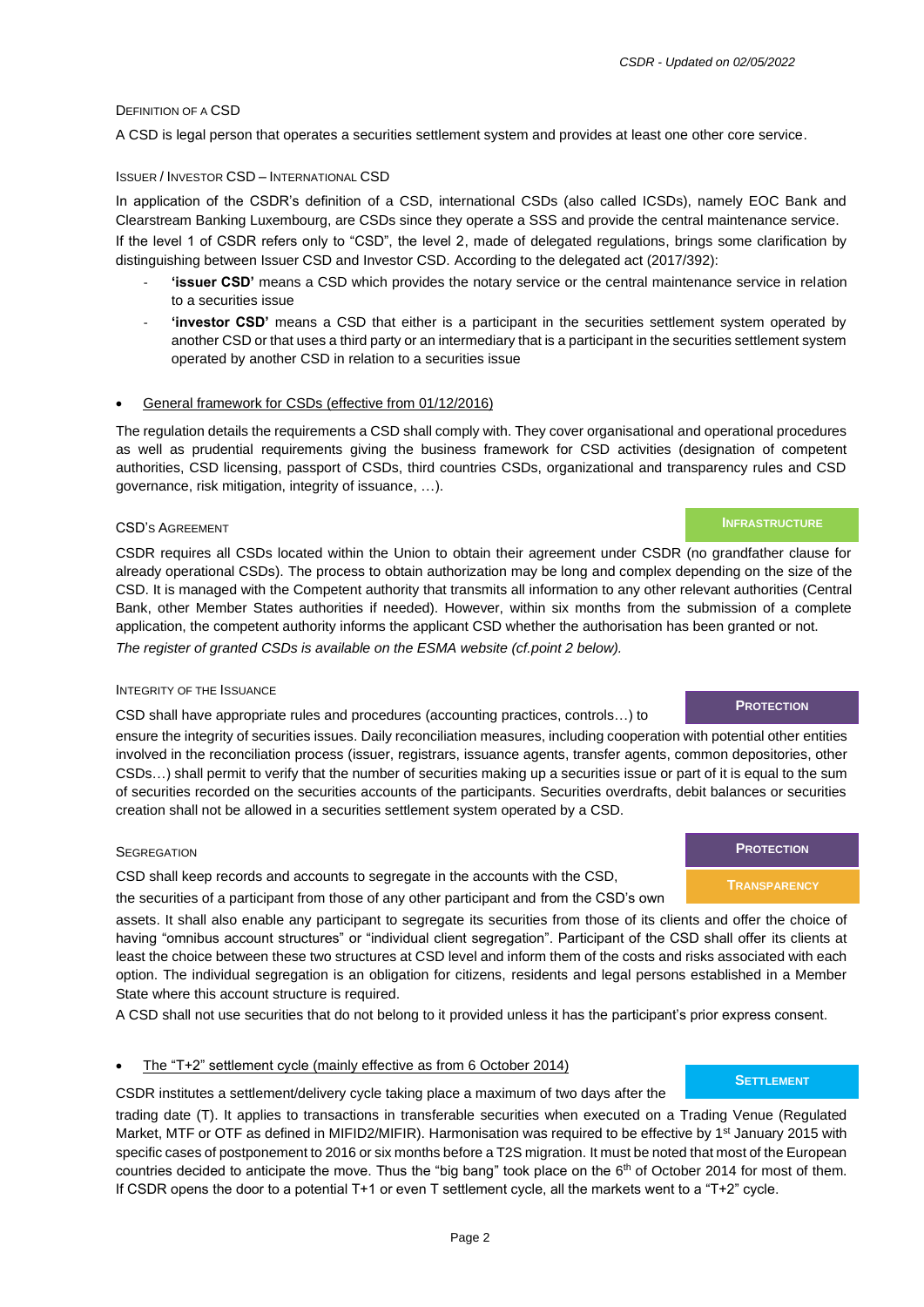### Definition of a CSD

A CSD is legal person that operates a securities settlement system and provides at least one other core service.

### Issuer / Investor CSD – International CSD

In application of the CSDR's definition of a CSD, international CSDs (also called ICSDs), namely EOC Bank and Clearstream Banking Luxembourg, are CSDs since they operate a SSS and provide the central maintenance service.

If the level 1 of CSDR refers only to "CSD", the level 2, made of delegated regulations, brings some clarification by distinguishing between Issuer CSD and Investor CSD. According to the delegated act (2017/392):

- **'issuer CSD'** means a CSD which provides the notary service or the central maintenance service in relation to a securities issue
- **'investor CSD'** means a CSD that either is a participant in the securities settlement system operated by another CSD or that uses a third party or an intermediary that is a participant in the securities settlement system operated by another CSD in relation to a securities issue

- <u>General framework for CSDs (effective from 01/12/2016)</u>

The regulation details the requirements a CSD shall comply with. They cover organisational and operational procedures as well as prudential requirements giving the business framework for CSD activities (designation of competent authorities, CSD licensing, passport of CSDs, third countries CSDs, organizational and transparency rules and CSD governance, risk mitigation, integrity of issuance, …).

### CSD's Agreement

**INFRASTRUCTURE**

CSDR requires all CSDs located within the Union to obtain their agreement under CSDR (no grandfather clause for already operational CSDs). The process to obtain authorization may be long and complex depending on the size of the CSD. It is managed with the Competent authority that transmits all information to any other relevant authorities (Central Bank, other Member States authorities if needed). However, within six months from the submission of a complete application, the competent authority informs the applicant CSD whether the authorisation has been granted or not.

*The register of granted CSDs is available on the ESMA website (cf.point 2 below).*

### Integrity of the Issuance

**PROTECTION**

CSD shall have appropriate rules and procedures (accounting practices, controls…) to ensure the integrity of securities issues. Daily reconciliation measures, including cooperation with potential other entities involved in the reconciliation process (issuer, registrars, issuance agents, transfer agents, common depositories, other CSDs…) shall permit to verify that the number of securities making up a securities issue or part of it is equal to the sum of securities recorded on the securities accounts of the participants. Securities overdrafts, debit balances or securities creation shall not be allowed in a securities settlement system operated by a CSD.

### Segregation

**PROTECTION**

**TRANSPARENCY**

CSD shall keep records and accounts to segregate in the accounts with the CSD, the securities of a participant from those of any other participant and from the CSD's own assets. It shall also enable any participant to segregate its securities from those of its clients and offer the choice of having "omnibus account structures" or "individual client segregation". Participant of the CSD shall offer its clients at least the choice between these two structures at CSD level and inform them of the costs and risks associated with each option. The individual segregation is an obligation for citizens, residents and legal persons established in a Member State where this account structure is required.

A CSD shall not use securities that do not belong to it provided unless it has the participant's prior express consent.

- <u>The "T+2" settlement cycle (mainly effective as from 6 October 2014)</u>

**SETTLEMENT**

CSDR institutes a settlement/delivery cycle taking place a maximum of two days after the trading date (T). It applies to transactions in transferable securities when executed on a Trading Venue (Regulated Market, MTF or OTF as defined in MIFID2/MIFIR). Harmonisation was required to be effective by 1st January 2015 with specific cases of postponement to 2016 or six months before a T2S migration. It must be noted that most of the European countries decided to anticipate the move. Thus the "big bang" took place on the 6th of October 2014 for most of them. If CSDR opens the door to a potential T+1 or even T settlement cycle, all the markets went to a "T+2" cycle.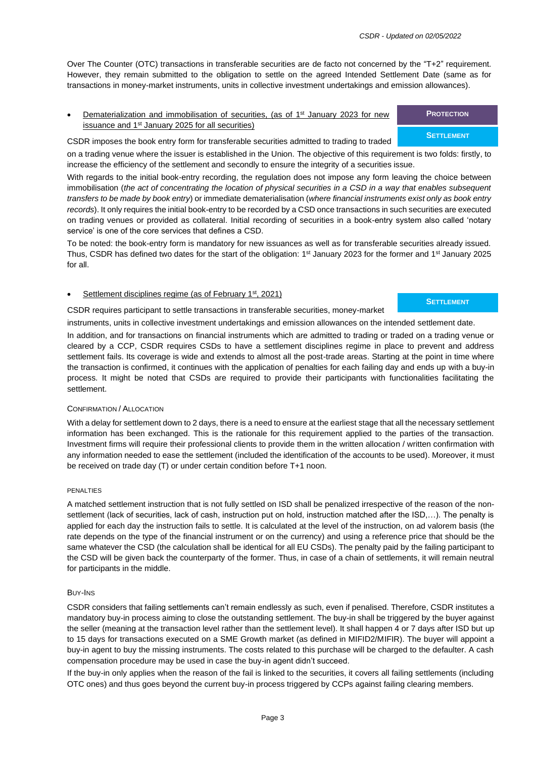Over The Counter (OTC) transactions in transferable securities are de facto not concerned by the "T+2" requirement. However, they remain submitted to the obligation to settle on the agreed Intended Settlement Date (same as for transactions in money-market instruments, units in collective investment undertakings and emission allowances).

- <u>Dematerialization and immobilisation of securities, (as of 1st January 2023 for new issuance and 1st January 2025 for all securities)</u>

**PROTECTION**

**SETTLEMENT**

CSDR imposes the book entry form for transferable securities admitted to trading to traded on a trading venue where the issuer is established in the Union. The objective of this requirement is two folds: firstly, to increase the efficiency of the settlement and secondly to ensure the integrity of a securities issue.

With regards to the initial book-entry recording, the regulation does not impose any form leaving the choice between immobilisation (*the act of concentrating the location of physical securities in a CSD in a way that enables subsequent transfers to be made by book entry*) or immediate dematerialisation (*where financial instruments exist only as book entry records*). It only requires the initial book-entry to be recorded by a CSD once transactions in such securities are executed on trading venues or provided as collateral. Initial recording of securities in a book-entry system also called 'notary service' is one of the core services that defines a CSD.

To be noted: the book-entry form is mandatory for new issuances as well as for transferable securities already issued. Thus, CSDR has defined two dates for the start of the obligation: 1st January 2023 for the former and 1st January 2025 for all.

- <u>Settlement disciplines regime (as of February 1st, 2021)</u>

**SETTLEMENT**

CSDR requires participant to settle transactions in transferable securities, money-market instruments, units in collective investment undertakings and emission allowances on the intended settlement date.

In addition, and for transactions on financial instruments which are admitted to trading or traded on a trading venue or cleared by a CCP, CSDR requires CSDs to have a settlement disciplines regime in place to prevent and address settlement fails. Its coverage is wide and extends to almost all the post-trade areas. Starting at the point in time where the transaction is confirmed, it continues with the application of penalties for each failing day and ends up with a buy-in process. It might be noted that CSDs are required to provide their participants with functionalities facilitating the settlement.

### Confirmation / Allocation

With a delay for settlement down to 2 days, there is a need to ensure at the earliest stage that all the necessary settlement information has been exchanged. This is the rationale for this requirement applied to the parties of the transaction. Investment firms will require their professional clients to provide them in the written allocation / written confirmation with any information needed to ease the settlement (included the identification of the accounts to be used). Moreover, it must be received on trade day (T) or under certain condition before T+1 noon.

### Penalties

A matched settlement instruction that is not fully settled on ISD shall be penalized irrespective of the reason of the non-settlement (lack of securities, lack of cash, instruction put on hold, instruction matched after the ISD,…). The penalty is applied for each day the instruction fails to settle. It is calculated at the level of the instruction, on ad valorem basis (the rate depends on the type of the financial instrument or on the currency) and using a reference price that should be the same whatever the CSD (the calculation shall be identical for all EU CSDs). The penalty paid by the failing participant to the CSD will be given back the counterparty of the former. Thus, in case of a chain of settlements, it will remain neutral for participants in the middle.

### Buy-Ins

CSDR considers that failing settlements can't remain endlessly as such, even if penalised. Therefore, CSDR institutes a mandatory buy-in process aiming to close the outstanding settlement. The buy-in shall be triggered by the buyer against the seller (meaning at the transaction level rather than the settlement level). It shall happen 4 or 7 days after ISD but up to 15 days for transactions executed on a SME Growth market (as defined in MIFID2/MIFIR). The buyer will appoint a buy-in agent to buy the missing instruments. The costs related to this purchase will be charged to the defaulter. A cash compensation procedure may be used in case the buy-in agent didn't succeed.

If the buy-in only applies when the reason of the fail is linked to the securities, it covers all failing settlements (including OTC ones) and thus goes beyond the current buy-in process triggered by CCPs against failing clearing members.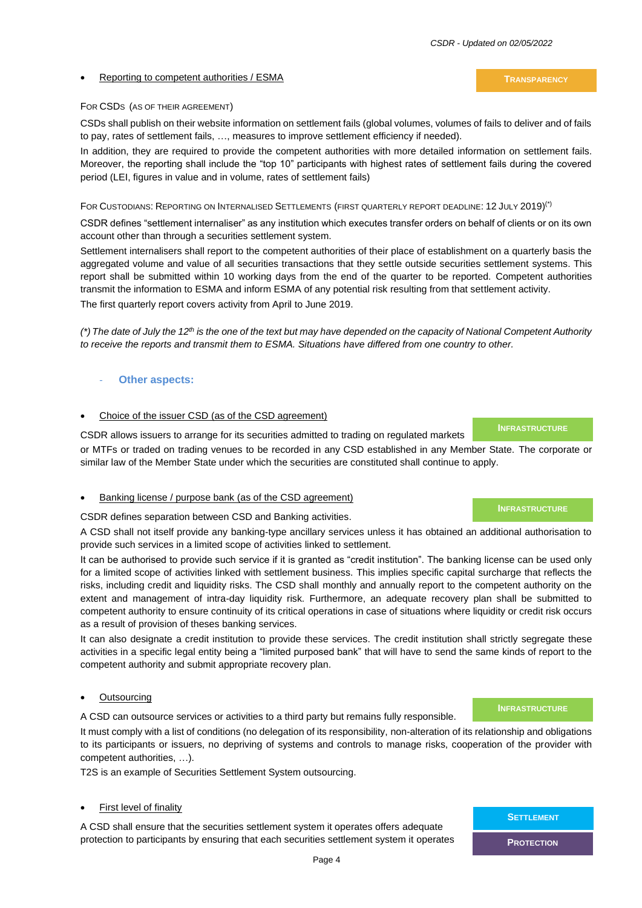- Reporting to competent authorities / ESMA

**TRANSPARENCY**

FOR CSDS (AS OF THEIR AGREEMENT)

CSDs shall publish on their website information on settlement fails (global volumes, volumes of fails to deliver and of fails to pay, rates of settlement fails, …, measures to improve settlement efficiency if needed).

In addition, they are required to provide the competent authorities with more detailed information on settlement fails. Moreover, the reporting shall include the "top 10" participants with highest rates of settlement fails during the covered period (LEI, figures in value and in volume, rates of settlement fails)

FOR CUSTODIANS: REPORTING ON INTERNALISED SETTLEMENTS (FIRST QUARTERLY REPORT DEADLINE: 12 JULY 2019)(*)

CSDR defines "settlement internaliser" as any institution which executes transfer orders on behalf of clients or on its own account other than through a securities settlement system.

Settlement internalisers shall report to the competent authorities of their place of establishment on a quarterly basis the aggregated volume and value of all securities transactions that they settle outside securities settlement systems. This report shall be submitted within 10 working days from the end of the quarter to be reported. Competent authorities transmit the information to ESMA and inform ESMA of any potential risk resulting from that settlement activity.

The first quarterly report covers activity from April to June 2019.

*(\*) The date of July the 12th is the one of the text but may have depended on the capacity of National Competent Authority to receive the reports and transmit them to ESMA. Situations have differed from one country to other.*

- **Other aspects:**

- Choice of the issuer CSD (as of the CSD agreement)

**INFRASTRUCTURE**

CSDR allows issuers to arrange for its securities admitted to trading on regulated markets or MTFs or traded on trading venues to be recorded in any CSD established in any Member State. The corporate or similar law of the Member State under which the securities are constituted shall continue to apply.

- Banking license / purpose bank (as of the CSD agreement)

**INFRASTRUCTURE**

CSDR defines separation between CSD and Banking activities.

A CSD shall not itself provide any banking-type ancillary services unless it has obtained an additional authorisation to provide such services in a limited scope of activities linked to settlement.

It can be authorised to provide such service if it is granted as "credit institution". The banking license can be used only for a limited scope of activities linked with settlement business. This implies specific capital surcharge that reflects the risks, including credit and liquidity risks. The CSD shall monthly and annually report to the competent authority on the extent and management of intra-day liquidity risk. Furthermore, an adequate recovery plan shall be submitted to competent authority to ensure continuity of its critical operations in case of situations where liquidity or credit risk occurs as a result of provision of theses banking services.

It can also designate a credit institution to provide these services. The credit institution shall strictly segregate these activities in a specific legal entity being a "limited purposed bank" that will have to send the same kinds of report to the competent authority and submit appropriate recovery plan.

- Outsourcing

**INFRASTRUCTURE**

A CSD can outsource services or activities to a third party but remains fully responsible.

It must comply with a list of conditions (no delegation of its responsibility, non-alteration of its relationship and obligations to its participants or issuers, no depriving of systems and controls to manage risks, cooperation of the provider with competent authorities, …).

T2S is an example of Securities Settlement System outsourcing.

- First level of finality

**SETTLEMENT**

**PROTECTION**

A CSD shall ensure that the securities settlement system it operates offers adequate protection to participants by ensuring that each securities settlement system it operates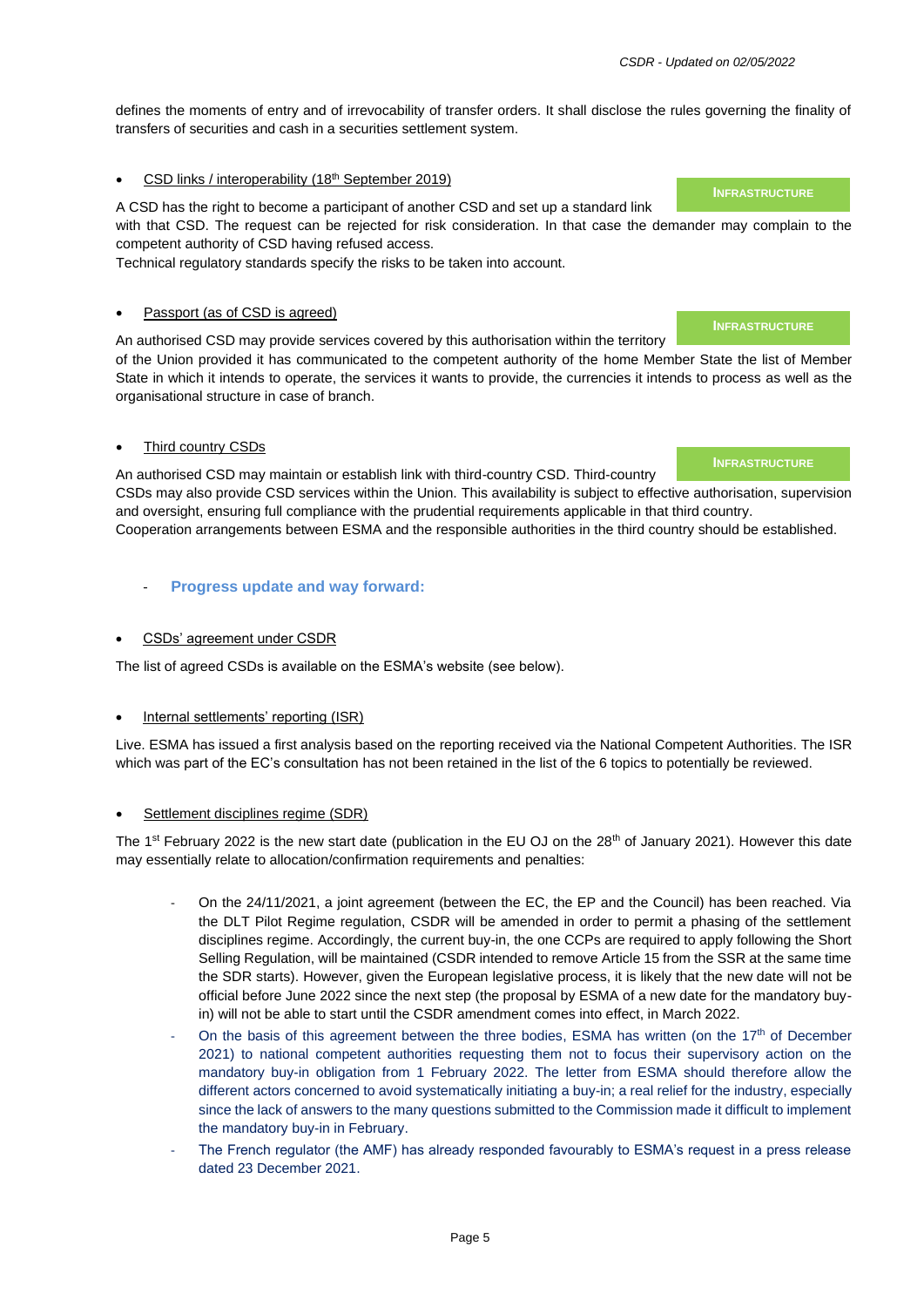defines the moments of entry and of irrevocability of transfer orders. It shall disclose the rules governing the finality of transfers of securities and cash in a securities settlement system.

- CSD links / interoperability (18th September 2019)

**INFRASTRUCTURE**

A CSD has the right to become a participant of another CSD and set up a standard link with that CSD. The request can be rejected for risk consideration. In that case the demander may complain to the competent authority of CSD having refused access.
Technical regulatory standards specify the risks to be taken into account.

- Passport (as of CSD is agreed)

**INFRASTRUCTURE**

An authorised CSD may provide services covered by this authorisation within the territory of the Union provided it has communicated to the competent authority of the home Member State the list of Member State in which it intends to operate, the services it wants to provide, the currencies it intends to process as well as the organisational structure in case of branch.

- Third country CSDs

**INFRASTRUCTURE**

An authorised CSD may maintain or establish link with third-country CSD. Third-country CSDs may also provide CSD services within the Union. This availability is subject to effective authorisation, supervision and oversight, ensuring full compliance with the prudential requirements applicable in that third country.
Cooperation arrangements between ESMA and the responsible authorities in the third country should be established.

- **Progress update and way forward:**

- CSDs' agreement under CSDR

The list of agreed CSDs is available on the ESMA's website (see below).

- Internal settlements' reporting (ISR)

Live. ESMA has issued a first analysis based on the reporting received via the National Competent Authorities. The ISR which was part of the EC's consultation has not been retained in the list of the 6 topics to potentially be reviewed.

- Settlement disciplines regime (SDR)

The 1st February 2022 is the new start date (publication in the EU OJ on the 28th of January 2021). However this date may essentially relate to allocation/confirmation requirements and penalties:

  - On the 24/11/2021, a joint agreement (between the EC, the EP and the Council) has been reached. Via the DLT Pilot Regime regulation, CSDR will be amended in order to permit a phasing of the settlement disciplines regime. Accordingly, the current buy-in, the one CCPs are required to apply following the Short Selling Regulation, will be maintained (CSDR intended to remove Article 15 from the SSR at the same time the SDR starts). However, given the European legislative process, it is likely that the new date will not be official before June 2022 since the next step (the proposal by ESMA of a new date for the mandatory buy-in) will not be able to start until the CSDR amendment comes into effect, in March 2022.
  - On the basis of this agreement between the three bodies, ESMA has written (on the 17th of December 2021) to national competent authorities requesting them not to focus their supervisory action on the mandatory buy-in obligation from 1 February 2022. The letter from ESMA should therefore allow the different actors concerned to avoid systematically initiating a buy-in; a real relief for the industry, especially since the lack of answers to the many questions submitted to the Commission made it difficult to implement the mandatory buy-in in February.
  - The French regulator (the AMF) has already responded favourably to ESMA's request in a press release dated 23 December 2021.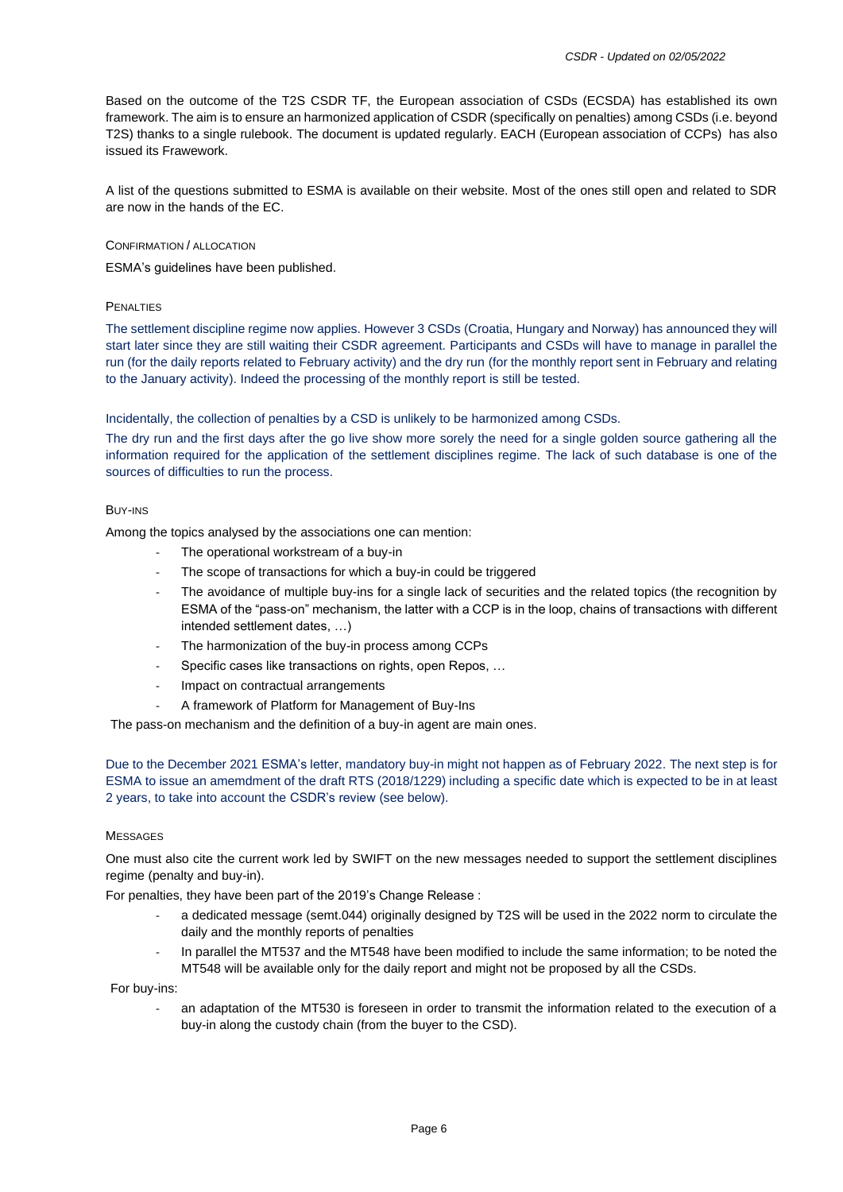Based on the outcome of the T2S CSDR TF, the European association of CSDs (ECSDA) has established its own framework. The aim is to ensure an harmonized application of CSDR (specifically on penalties) among CSDs (i.e. beyond T2S) thanks to a single rulebook. The document is updated regularly. EACH (European association of CCPs) has also issued its Frawework.

A list of the questions submitted to ESMA is available on their website. Most of the ones still open and related to SDR are now in the hands of the EC.

#### CONFIRMATION / ALLOCATION

ESMA's guidelines have been published.

#### PENALTIES

The settlement discipline regime now applies. However 3 CSDs (Croatia, Hungary and Norway) has announced they will start later since they are still waiting their CSDR agreement. Participants and CSDs will have to manage in parallel the run (for the daily reports related to February activity) and the dry run (for the monthly report sent in February and relating to the January activity). Indeed the processing of the monthly report is still be tested.

Incidentally, the collection of penalties by a CSD is unlikely to be harmonized among CSDs.

The dry run and the first days after the go live show more sorely the need for a single golden source gathering all the information required for the application of the settlement disciplines regime. The lack of such database is one of the sources of difficulties to run the process.

#### BUY-INS

Among the topics analysed by the associations one can mention:

- The operational workstream of a buy-in
- The scope of transactions for which a buy-in could be triggered
- The avoidance of multiple buy-ins for a single lack of securities and the related topics (the recognition by ESMA of the "pass-on" mechanism, the latter with a CCP is in the loop, chains of transactions with different intended settlement dates, …)
- The harmonization of the buy-in process among CCPs
- Specific cases like transactions on rights, open Repos, …
- Impact on contractual arrangements
- A framework of Platform for Management of Buy-Ins

The pass-on mechanism and the definition of a buy-in agent are main ones.

Due to the December 2021 ESMA's letter, mandatory buy-in might not happen as of February 2022. The next step is for ESMA to issue an amemdment of the draft RTS (2018/1229) including a specific date which is expected to be in at least 2 years, to take into account the CSDR's review (see below).

#### MESSAGES

One must also cite the current work led by SWIFT on the new messages needed to support the settlement disciplines regime (penalty and buy-in).

For penalties, they have been part of the 2019's Change Release :

- a dedicated message (semt.044) originally designed by T2S will be used in the 2022 norm to circulate the daily and the monthly reports of penalties
- In parallel the MT537 and the MT548 have been modified to include the same information; to be noted the MT548 will be available only for the daily report and might not be proposed by all the CSDs.

For buy-ins:

- an adaptation of the MT530 is foreseen in order to transmit the information related to the execution of a buy-in along the custody chain (from the buyer to the CSD).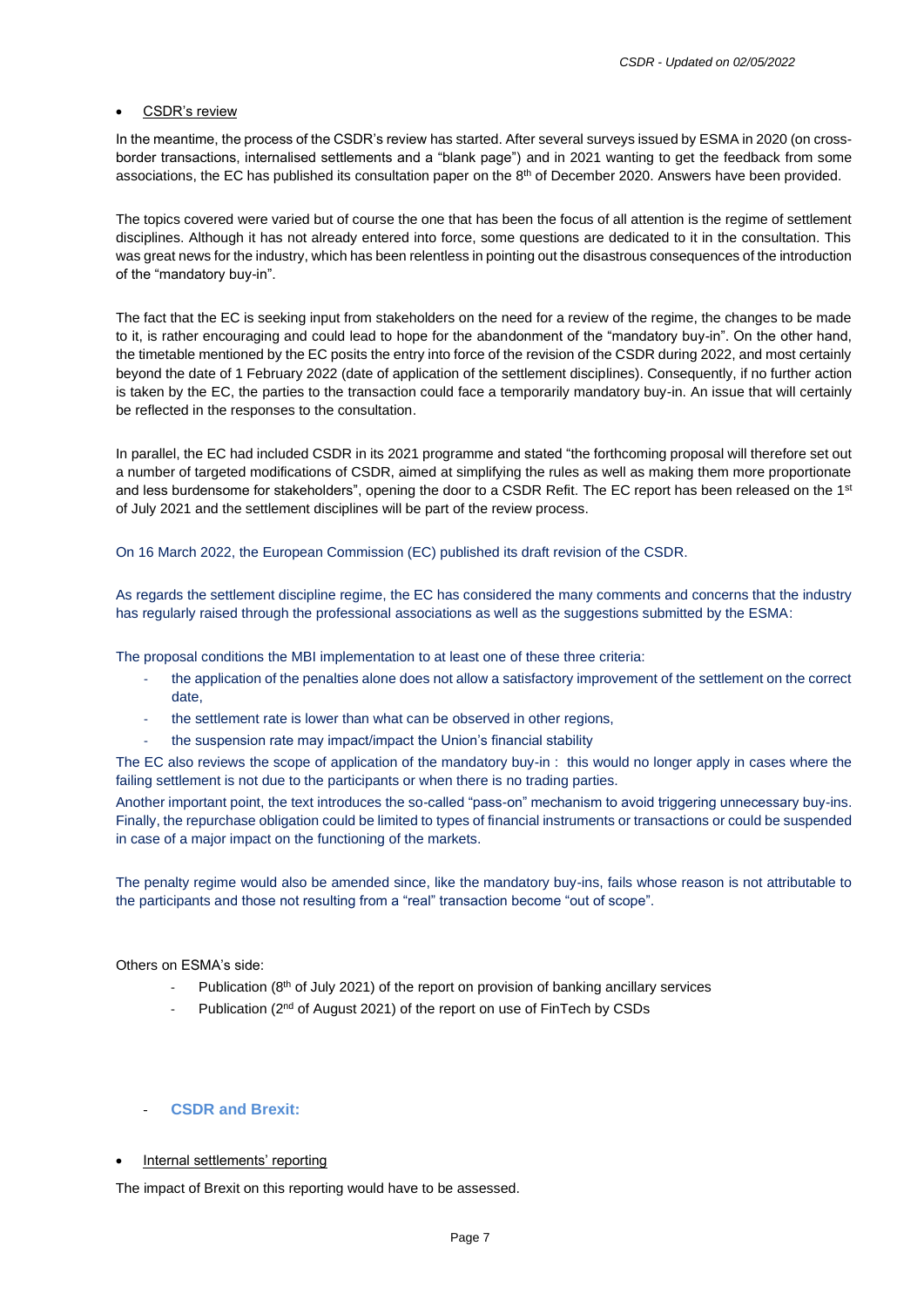- <u>CSDR's review</u>

In the meantime, the process of the CSDR's review has started. After several surveys issued by ESMA in 2020 (on cross-border transactions, internalised settlements and a "blank page") and in 2021 wanting to get the feedback from some associations, the EC has published its consultation paper on the 8th of December 2020. Answers have been provided.

The topics covered were varied but of course the one that has been the focus of all attention is the regime of settlement disciplines. Although it has not already entered into force, some questions are dedicated to it in the consultation. This was great news for the industry, which has been relentless in pointing out the disastrous consequences of the introduction of the "mandatory buy-in".

The fact that the EC is seeking input from stakeholders on the need for a review of the regime, the changes to be made to it, is rather encouraging and could lead to hope for the abandonment of the "mandatory buy-in". On the other hand, the timetable mentioned by the EC posits the entry into force of the revision of the CSDR during 2022, and most certainly beyond the date of 1 February 2022 (date of application of the settlement disciplines). Consequently, if no further action is taken by the EC, the parties to the transaction could face a temporarily mandatory buy-in. An issue that will certainly be reflected in the responses to the consultation.

In parallel, the EC had included CSDR in its 2021 programme and stated "the forthcoming proposal will therefore set out a number of targeted modifications of CSDR, aimed at simplifying the rules as well as making them more proportionate and less burdensome for stakeholders", opening the door to a CSDR Refit. The EC report has been released on the 1st of July 2021 and the settlement disciplines will be part of the review process.

On 16 March 2022, the European Commission (EC) published its draft revision of the CSDR.

As regards the settlement discipline regime, the EC has considered the many comments and concerns that the industry has regularly raised through the professional associations as well as the suggestions submitted by the ESMA:

The proposal conditions the MBI implementation to at least one of these three criteria:

- the application of the penalties alone does not allow a satisfactory improvement of the settlement on the correct date,
- the settlement rate is lower than what can be observed in other regions,
- the suspension rate may impact/impact the Union's financial stability

The EC also reviews the scope of application of the mandatory buy-in : this would no longer apply in cases where the failing settlement is not due to the participants or when there is no trading parties.

Another important point, the text introduces the so-called "pass-on" mechanism to avoid triggering unnecessary buy-ins. Finally, the repurchase obligation could be limited to types of financial instruments or transactions or could be suspended in case of a major impact on the functioning of the markets.

The penalty regime would also be amended since, like the mandatory buy-ins, fails whose reason is not attributable to the participants and those not resulting from a "real" transaction become "out of scope".

Others on ESMA's side:

- Publication (8th of July 2021) of the report on provision of banking ancillary services
- Publication (2nd of August 2021) of the report on use of FinTech by CSDs

- **CSDR and Brexit:**

- <u>Internal settlements' reporting</u>

The impact of Brexit on this reporting would have to be assessed.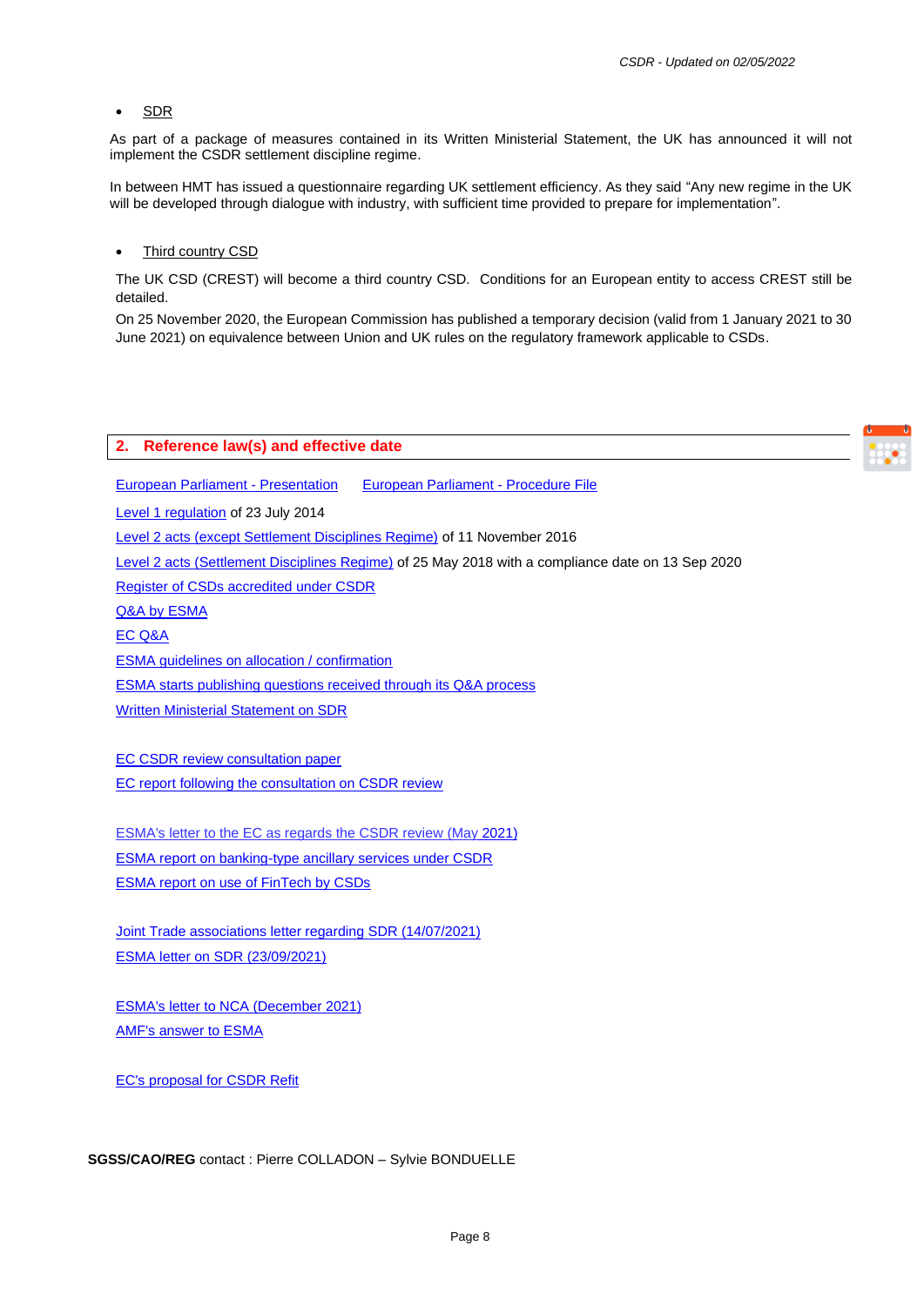- SDR

As part of a package of measures contained in its Written Ministerial Statement, the UK has announced it will not implement the CSDR settlement discipline regime.

In between HMT has issued a questionnaire regarding UK settlement efficiency. As they said "Any new regime in the UK will be developed through dialogue with industry, with sufficient time provided to prepare for implementation".

- Third country CSD

The UK CSD (CREST) will become a third country CSD. Conditions for an European entity to access CREST still be detailed.

On 25 November 2020, the European Commission has published a temporary decision (valid from 1 January 2021 to 30 June 2021) on equivalence between Union and UK rules on the regulatory framework applicable to CSDs.

## 2. Reference law(s) and effective date

European Parliament - Presentation    European Parliament - Procedure File

Level 1 regulation of 23 July 2014

Level 2 acts (except Settlement Disciplines Regime) of 11 November 2016

Level 2 acts (Settlement Disciplines Regime) of 25 May 2018 with a compliance date on 13 Sep 2020

Register of CSDs accredited under CSDR

Q&A by ESMA

EC Q&A

ESMA guidelines on allocation / confirmation

ESMA starts publishing questions received through its Q&A process

Written Ministerial Statement on SDR

EC CSDR review consultation paper

EC report following the consultation on CSDR review

ESMA's letter to the EC as regards the CSDR review (May 2021)

ESMA report on banking-type ancillary services under CSDR

ESMA report on use of FinTech by CSDs

Joint Trade associations letter regarding SDR (14/07/2021)

ESMA letter on SDR (23/09/2021)

ESMA's letter to NCA (December 2021)

AMF's answer to ESMA

EC's proposal for CSDR Refit

**SGSS/CAO/REG** contact : Pierre COLLADON – Sylvie BONDUELLE